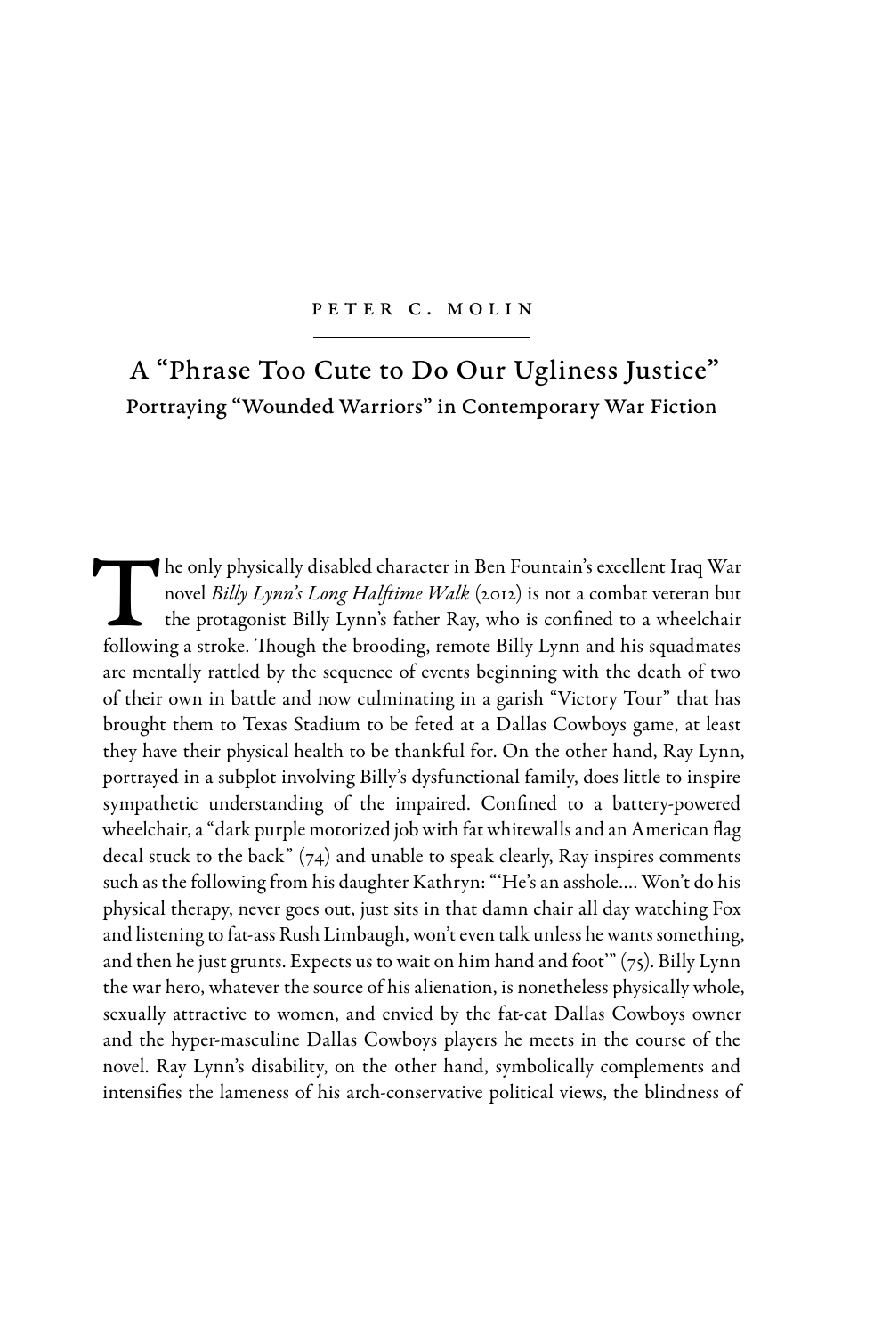PETER C. MOLIN

# A "Phrase Too Cute to Do Our Ugliness Justice"

## Portraying "Wounded Warriors" in Contemporary War Fiction

The only physically disabled character in Ben Fountain's excellent Iraq War novel *Billy Lynn's Long Halftime Walk* (2012) is not a combat veteran but the protagonist Billy Lynn's father Ray, who is confined to a wheelchair following a stroke. Though the brooding, remote Billy Lynn and his squadmates are mentally rattled by the sequence of events beginning with the death of two of their own in battle and now culminating in a garish "Victory Tour" that has brought them to Texas Stadium to be feted at a Dallas Cowboys game, at least they have their physical health to be thankful for. On the other hand, Ray Lynn, portrayed in a subplot involving Billy's dysfunctional family, does little to inspire sympathetic understanding of the impaired. Confined to a battery-powered wheelchair, a "dark purple motorized job with fat whitewalls and an American flag decal stuck to the back" (74) and unable to speak clearly, Ray inspires comments such as the following from his daughter Kathryn: "'He's an asshole.... Won't do his physical therapy, never goes out, just sits in that damn chair all day watching Fox and listening to fat-ass Rush Limbaugh, won't even talk unless he wants something, and then he just grunts. Expects us to wait on him hand and foot'" (75). Billy Lynn the war hero, whatever the source of his alienation, is nonetheless physically whole, sexually attractive to women, and envied by the fat-cat Dallas Cowboys owner and the hyper-masculine Dallas Cowboys players he meets in the course of the novel. Ray Lynn's disability, on the other hand, symbolically complements and intensifies the lameness of his arch-conservative political views, the blindness of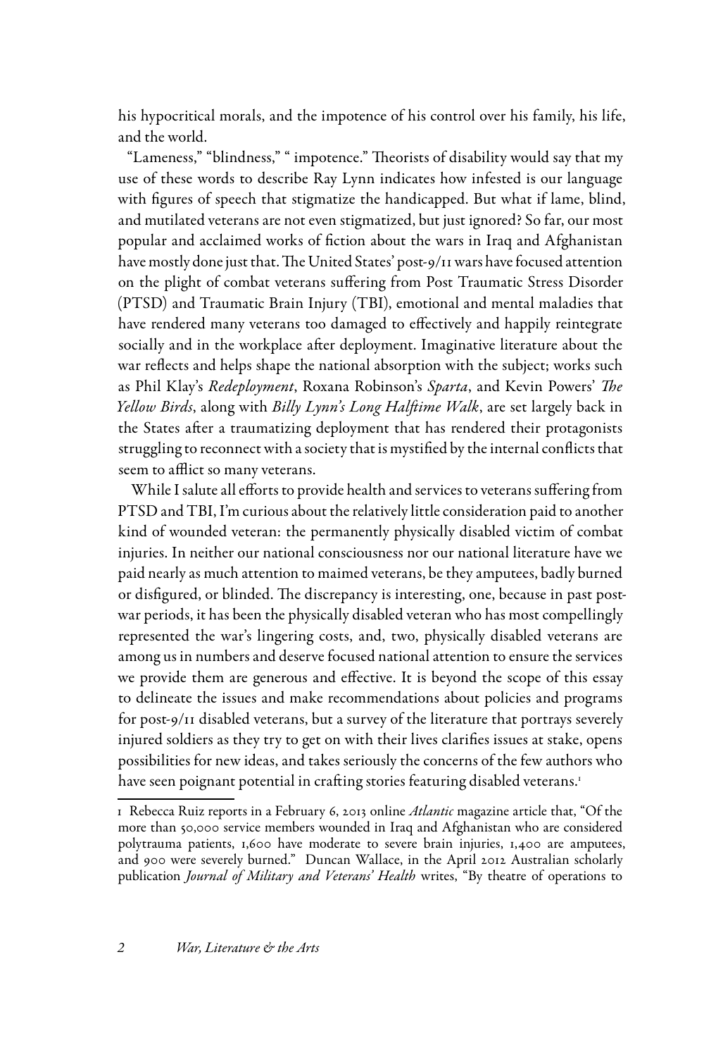his hypocritical morals, and the impotence of his control over his family, his life, and the world.

"Lameness," "blindness," " impotence." Theorists of disability would say that my use of these words to describe Ray Lynn indicates how infested is our language with figures of speech that stigmatize the handicapped. But what if lame, blind, and mutilated veterans are not even stigmatized, but just ignored? So far, our most popular and acclaimed works of fiction about the wars in Iraq and Afghanistan have mostly done just that. The United States' post-9/11 wars have focused attention on the plight of combat veterans suffering from Post Traumatic Stress Disorder (PTSD) and Traumatic Brain Injury (TBI), emotional and mental maladies that have rendered many veterans too damaged to effectively and happily reintegrate socially and in the workplace after deployment. Imaginative literature about the war reflects and helps shape the national absorption with the subject; works such as Phil Klay's *Redeployment*, Roxana Robinson's *Sparta*, and Kevin Powers' *The Yellow Birds*, along with *Billy Lynn's Long Halftime Walk*, are set largely back in the States after a traumatizing deployment that has rendered their protagonists struggling to reconnect with a society that is mystified by the internal conflicts that seem to afflict so many veterans.

While I salute all efforts to provide health and services to veterans suffering from PTSD and TBI, I'm curious about the relatively little consideration paid to another kind of wounded veteran: the permanently physically disabled victim of combat injuries. In neither our national consciousness nor our national literature have we paid nearly as much attention to maimed veterans, be they amputees, badly burned or disfigured, or blinded. The discrepancy is interesting, one, because in past post-war periods, it has been the physically disabled veteran who has most compellingly represented the war's lingering costs, and, two, physically disabled veterans are among us in numbers and deserve focused national attention to ensure the services we provide them are generous and effective. It is beyond the scope of this essay to delineate the issues and make recommendations about policies and programs for post-9/11 disabled veterans, but a survey of the literature that portrays severely injured soldiers as they try to get on with their lives clarifies issues at stake, opens possibilities for new ideas, and takes seriously the concerns of the few authors who have seen poignant potential in crafting stories featuring disabled veterans.[1]

---

1 Rebecca Ruiz reports in a February 6, 2013 online *Atlantic* magazine article that, "Of the more than 50,000 service members wounded in Iraq and Afghanistan who are considered polytrauma patients, 1,600 have moderate to severe brain injuries, 1,400 are amputees, and 900 were severely burned." Duncan Wallace, in the April 2012 Australian scholarly publication *Journal of Military and Veterans' Health* writes, "By theatre of operations to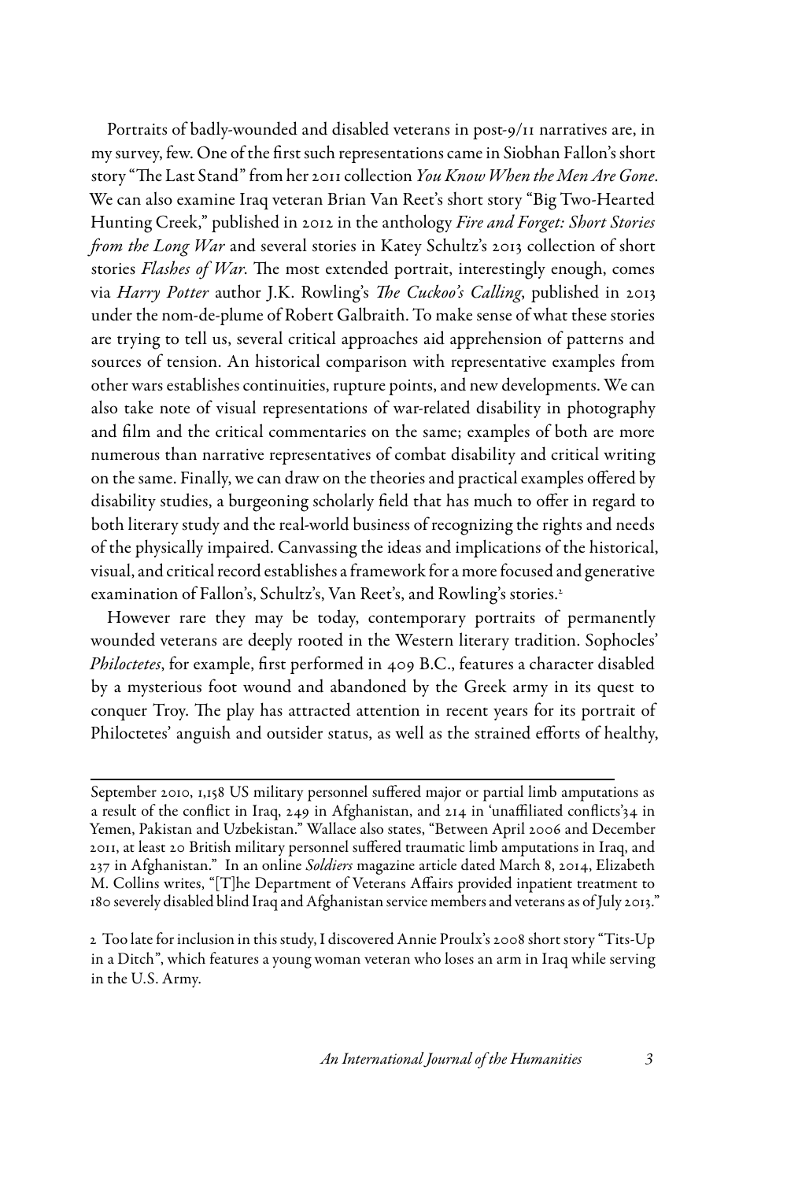Portraits of badly-wounded and disabled veterans in post-9/11 narratives are, in my survey, few. One of the first such representations came in Siobhan Fallon's short story "The Last Stand" from her 2011 collection *You Know When the Men Are Gone*. We can also examine Iraq veteran Brian Van Reet's short story "Big Two-Hearted Hunting Creek," published in 2012 in the anthology *Fire and Forget: Short Stories from the Long War* and several stories in Katey Schultz's 2013 collection of short stories *Flashes of War*. The most extended portrait, interestingly enough, comes via *Harry Potter* author J.K. Rowling's *The Cuckoo's Calling*, published in 2013 under the nom-de-plume of Robert Galbraith. To make sense of what these stories are trying to tell us, several critical approaches aid apprehension of patterns and sources of tension. An historical comparison with representative examples from other wars establishes continuities, rupture points, and new developments. We can also take note of visual representations of war-related disability in photography and film and the critical commentaries on the same; examples of both are more numerous than narrative representatives of combat disability and critical writing on the same. Finally, we can draw on the theories and practical examples offered by disability studies, a burgeoning scholarly field that has much to offer in regard to both literary study and the real-world business of recognizing the rights and needs of the physically impaired. Canvassing the ideas and implications of the historical, visual, and critical record establishes a framework for a more focused and generative examination of Fallon's, Schultz's, Van Reet's, and Rowling's stories.[2]

However rare they may be today, contemporary portraits of permanently wounded veterans are deeply rooted in the Western literary tradition. Sophocles' *Philoctetes*, for example, first performed in 409 B.C., features a character disabled by a mysterious foot wound and abandoned by the Greek army in its quest to conquer Troy. The play has attracted attention in recent years for its portrait of Philoctetes' anguish and outsider status, as well as the strained efforts of healthy,

---

September 2010, 1,158 US military personnel suffered major or partial limb amputations as a result of the conflict in Iraq, 249 in Afghanistan, and 214 in 'unaffiliated conflicts'34 in Yemen, Pakistan and Uzbekistan." Wallace also states, "Between April 2006 and December 2011, at least 20 British military personnel suffered traumatic limb amputations in Iraq, and 237 in Afghanistan." In an online *Soldiers* magazine article dated March 8, 2014, Elizabeth M. Collins writes, "[T]he Department of Veterans Affairs provided inpatient treatment to 180 severely disabled blind Iraq and Afghanistan service members and veterans as of July 2013."

2 Too late for inclusion in this study, I discovered Annie Proulx's 2008 short story "Tits-Up in a Ditch", which features a young woman veteran who loses an arm in Iraq while serving in the U.S. Army.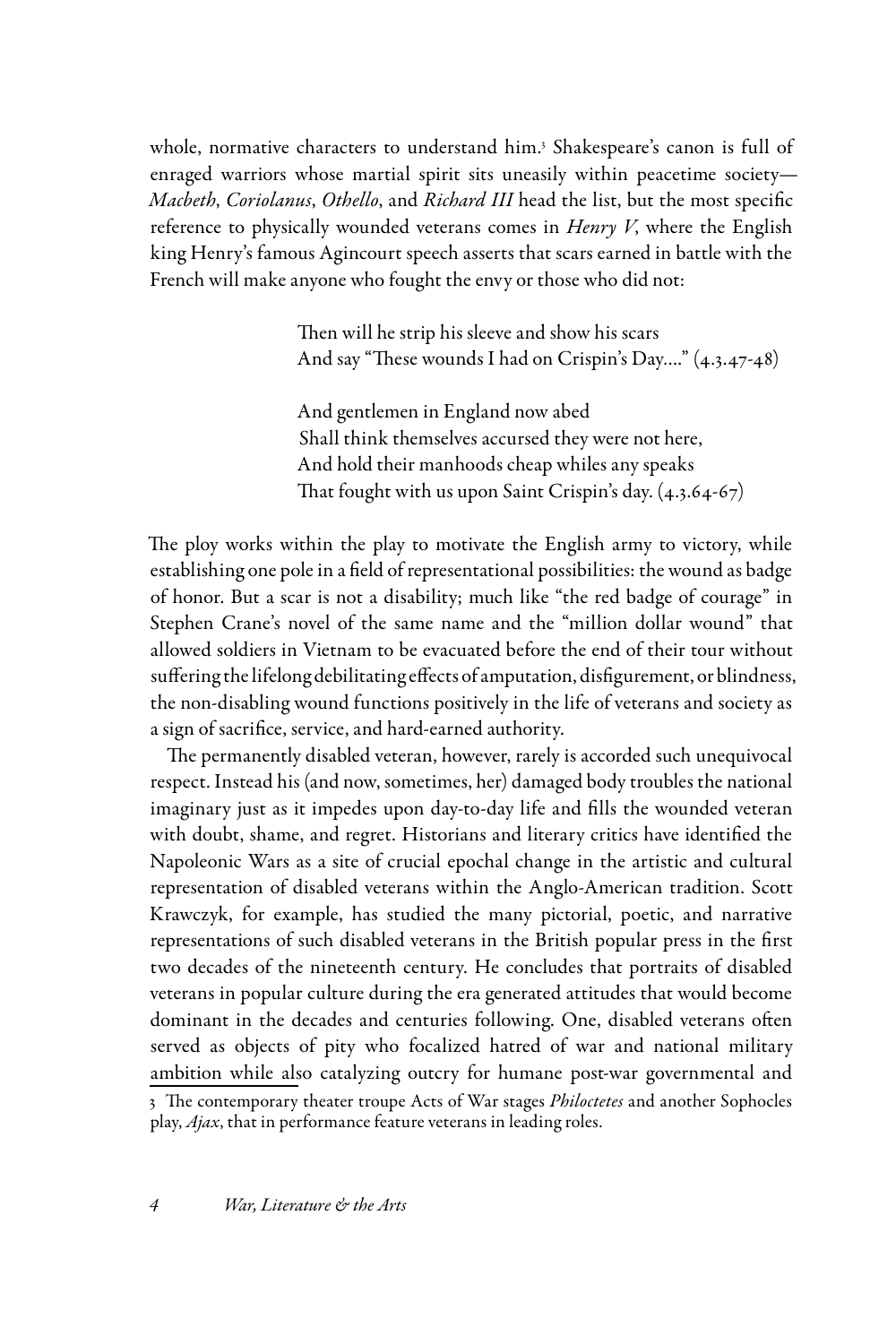whole, normative characters to understand him.[3] Shakespeare's canon is full of enraged warriors whose martial spirit sits uneasily within peacetime society—*Macbeth*, *Coriolanus*, *Othello*, and *Richard III* head the list, but the most specific reference to physically wounded veterans comes in *Henry V*, where the English king Henry's famous Agincourt speech asserts that scars earned in battle with the French will make anyone who fought the envy or those who did not:

> Then will he strip his sleeve and show his scars
> And say "These wounds I had on Crispin's Day…." (4.3.47-48)
>
> And gentlemen in England now abed
> Shall think themselves accursed they were not here,
> And hold their manhoods cheap whiles any speaks
> That fought with us upon Saint Crispin's day. (4.3.64-67)

The ploy works within the play to motivate the English army to victory, while establishing one pole in a field of representational possibilities: the wound as badge of honor. But a scar is not a disability; much like "the red badge of courage" in Stephen Crane's novel of the same name and the "million dollar wound" that allowed soldiers in Vietnam to be evacuated before the end of their tour without suffering the lifelong debilitating effects of amputation, disfigurement, or blindness, the non-disabling wound functions positively in the life of veterans and society as a sign of sacrifice, service, and hard-earned authority.

The permanently disabled veteran, however, rarely is accorded such unequivocal respect. Instead his (and now, sometimes, her) damaged body troubles the national imaginary just as it impedes upon day-to-day life and fills the wounded veteran with doubt, shame, and regret. Historians and literary critics have identified the Napoleonic Wars as a site of crucial epochal change in the artistic and cultural representation of disabled veterans within the Anglo-American tradition. Scott Krawczyk, for example, has studied the many pictorial, poetic, and narrative representations of such disabled veterans in the British popular press in the first two decades of the nineteenth century. He concludes that portraits of disabled veterans in popular culture during the era generated attitudes that would become dominant in the decades and centuries following. One, disabled veterans often served as objects of pity who focalized hatred of war and national military ambition while also catalyzing outcry for humane post-war governmental and

[3] The contemporary theater troupe Acts of War stages *Philoctetes* and another Sophocles play, *Ajax*, that in performance feature veterans in leading roles.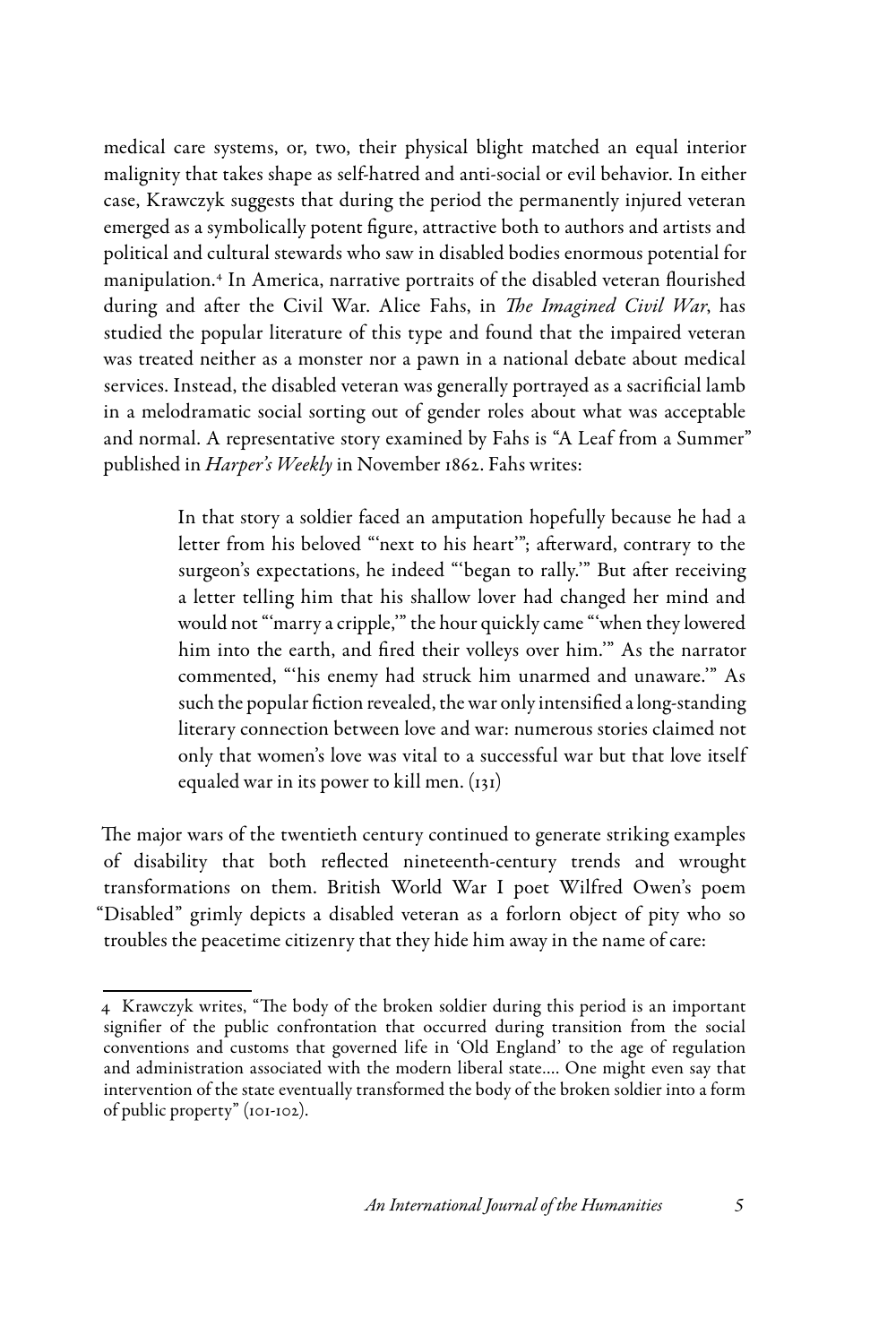medical care systems, or, two, their physical blight matched an equal interior malignity that takes shape as self-hatred and anti-social or evil behavior. In either case, Krawczyk suggests that during the period the permanently injured veteran emerged as a symbolically potent figure, attractive both to authors and artists and political and cultural stewards who saw in disabled bodies enormous potential for manipulation.[4] In America, narrative portraits of the disabled veteran flourished during and after the Civil War. Alice Fahs, in *The Imagined Civil War*, has studied the popular literature of this type and found that the impaired veteran was treated neither as a monster nor a pawn in a national debate about medical services. Instead, the disabled veteran was generally portrayed as a sacrificial lamb in a melodramatic social sorting out of gender roles about what was acceptable and normal. A representative story examined by Fahs is "A Leaf from a Summer" published in *Harper's Weekly* in November 1862. Fahs writes:

> In that story a soldier faced an amputation hopefully because he had a letter from his beloved "'next to his heart'"; afterward, contrary to the surgeon's expectations, he indeed "'began to rally.'" But after receiving a letter telling him that his shallow lover had changed her mind and would not "'marry a cripple,'" the hour quickly came "'when they lowered him into the earth, and fired their volleys over him.'" As the narrator commented, "'his enemy had struck him unarmed and unaware.'" As such the popular fiction revealed, the war only intensified a long-standing literary connection between love and war: numerous stories claimed not only that women's love was vital to a successful war but that love itself equaled war in its power to kill men. (131)

The major wars of the twentieth century continued to generate striking examples of disability that both reflected nineteenth-century trends and wrought transformations on them. British World War I poet Wilfred Owen's poem "Disabled" grimly depicts a disabled veteran as a forlorn object of pity who so troubles the peacetime citizenry that they hide him away in the name of care:

---

4 Krawczyk writes, "The body of the broken soldier during this period is an important signifier of the public confrontation that occurred during transition from the social conventions and customs that governed life in 'Old England' to the age of regulation and administration associated with the modern liberal state.... One might even say that intervention of the state eventually transformed the body of the broken soldier into a form of public property" (101-102).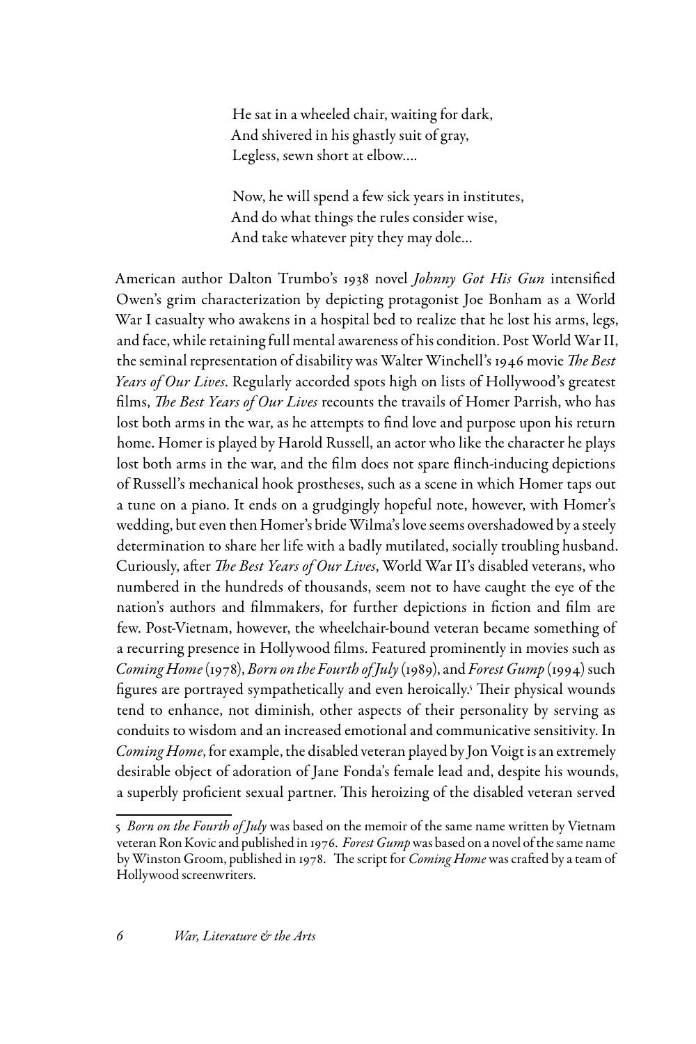> He sat in a wheeled chair, waiting for dark,
> And shivered in his ghastly suit of gray,
> Legless, sewn short at elbow....
>
> Now, he will spend a few sick years in institutes,
> And do what things the rules consider wise,
> And take whatever pity they may dole...

American author Dalton Trumbo's 1938 novel *Johnny Got His Gun* intensified Owen's grim characterization by depicting protagonist Joe Bonham as a World War I casualty who awakens in a hospital bed to realize that he lost his arms, legs, and face, while retaining full mental awareness of his condition. Post World War II, the seminal representation of disability was Walter Winchell's 1946 movie *The Best Years of Our Lives*. Regularly accorded spots high on lists of Hollywood's greatest films, *The Best Years of Our Lives* recounts the travails of Homer Parrish, who has lost both arms in the war, as he attempts to find love and purpose upon his return home. Homer is played by Harold Russell, an actor who like the character he plays lost both arms in the war, and the film does not spare flinch-inducing depictions of Russell's mechanical hook prostheses, such as a scene in which Homer taps out a tune on a piano. It ends on a grudgingly hopeful note, however, with Homer's wedding, but even then Homer's bride Wilma's love seems overshadowed by a steely determination to share her life with a badly mutilated, socially troubling husband. Curiously, after *The Best Years of Our Lives*, World War II's disabled veterans, who numbered in the hundreds of thousands, seem not to have caught the eye of the nation's authors and filmmakers, for further depictions in fiction and film are few. Post-Vietnam, however, the wheelchair-bound veteran became something of a recurring presence in Hollywood films. Featured prominently in movies such as *Coming Home* (1978), *Born on the Fourth of July* (1989), and *Forest Gump* (1994) such figures are portrayed sympathetically and even heroically.[5] Their physical wounds tend to enhance, not diminish, other aspects of their personality by serving as conduits to wisdom and an increased emotional and communicative sensitivity. In *Coming Home*, for example, the disabled veteran played by Jon Voigt is an extremely desirable object of adoration of Jane Fonda's female lead and, despite his wounds, a superbly proficient sexual partner. This heroizing of the disabled veteran served

---

[5] *Born on the Fourth of July* was based on the memoir of the same name written by Vietnam veteran Ron Kovic and published in 1976. *Forest Gump* was based on a novel of the same name by Winston Groom, published in 1978. The script for *Coming Home* was crafted by a team of Hollywood screenwriters.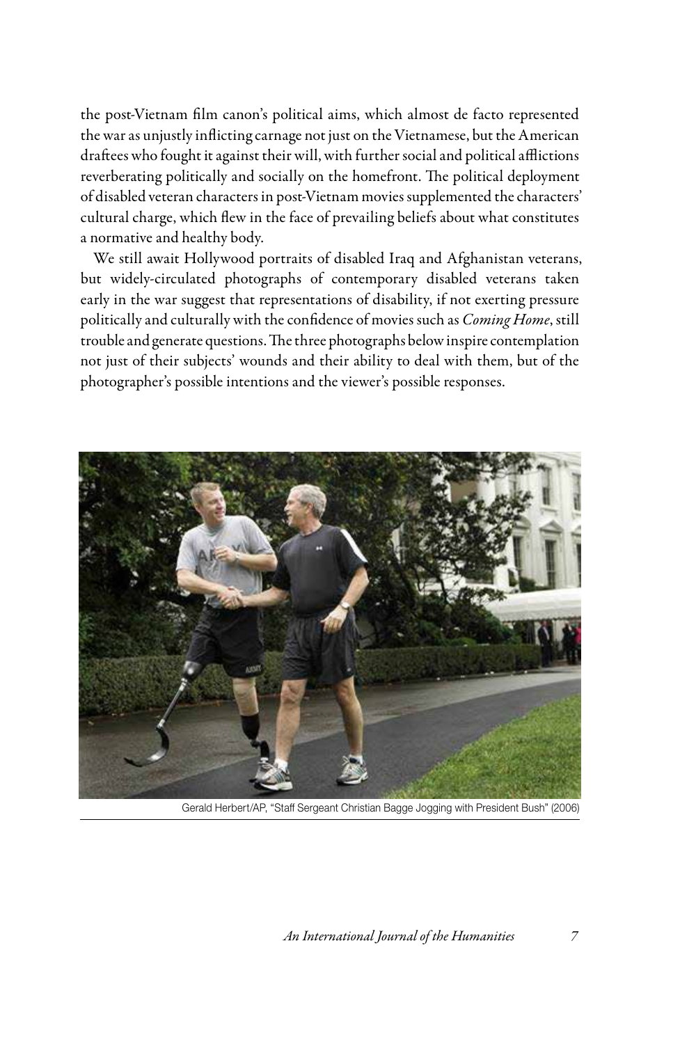the post-Vietnam film canon's political aims, which almost de facto represented the war as unjustly inflicting carnage not just on the Vietnamese, but the American draftees who fought it against their will, with further social and political afflictions reverberating politically and socially on the homefront. The political deployment of disabled veteran characters in post-Vietnam movies supplemented the characters' cultural charge, which flew in the face of prevailing beliefs about what constitutes a normative and healthy body.

We still await Hollywood portraits of disabled Iraq and Afghanistan veterans, but widely-circulated photographs of contemporary disabled veterans taken early in the war suggest that representations of disability, if not exerting pressure politically and culturally with the confidence of movies such as *Coming Home*, still trouble and generate questions. The three photographs below inspire contemplation not just of their subjects' wounds and their ability to deal with them, but of the photographer's possible intentions and the viewer's possible responses.

Gerald Herbert/AP, "Staff Sergeant Christian Bagge Jogging with President Bush" (2006)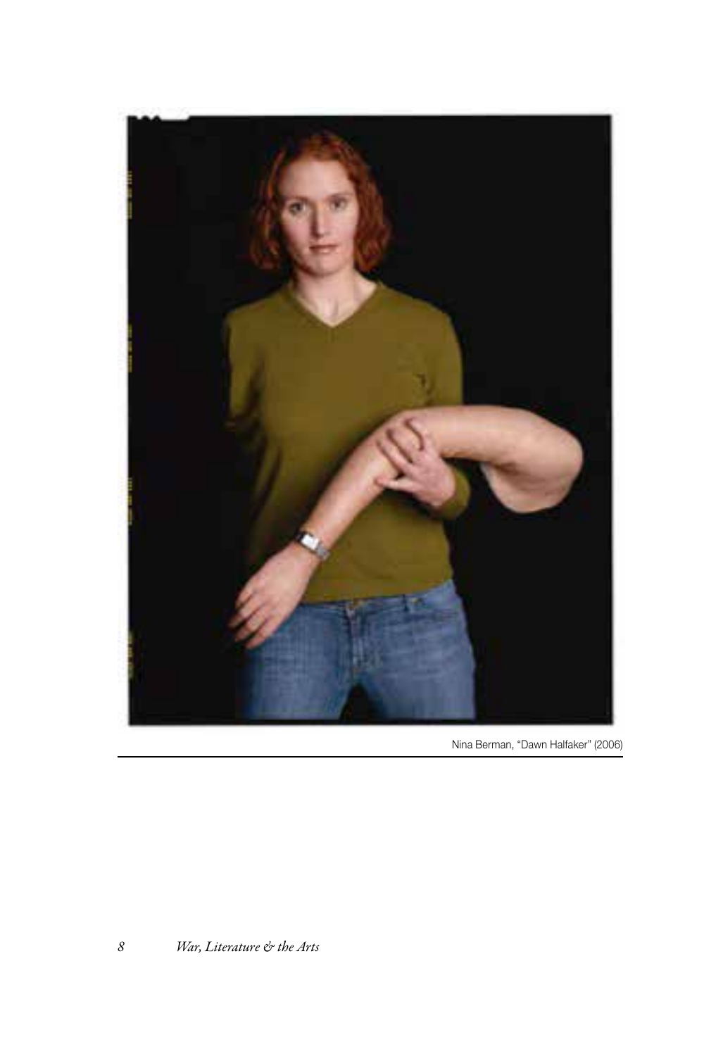Nina Berman, "Dawn Halfaker" (2006)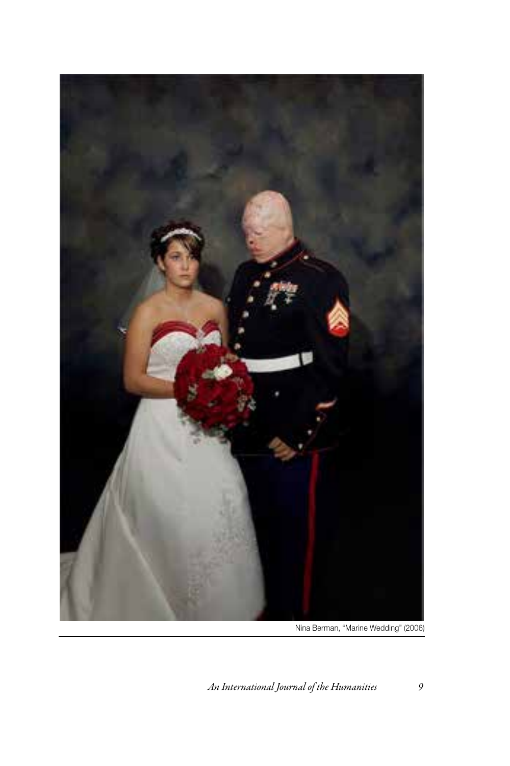Nina Berman, "Marine Wedding" (2006)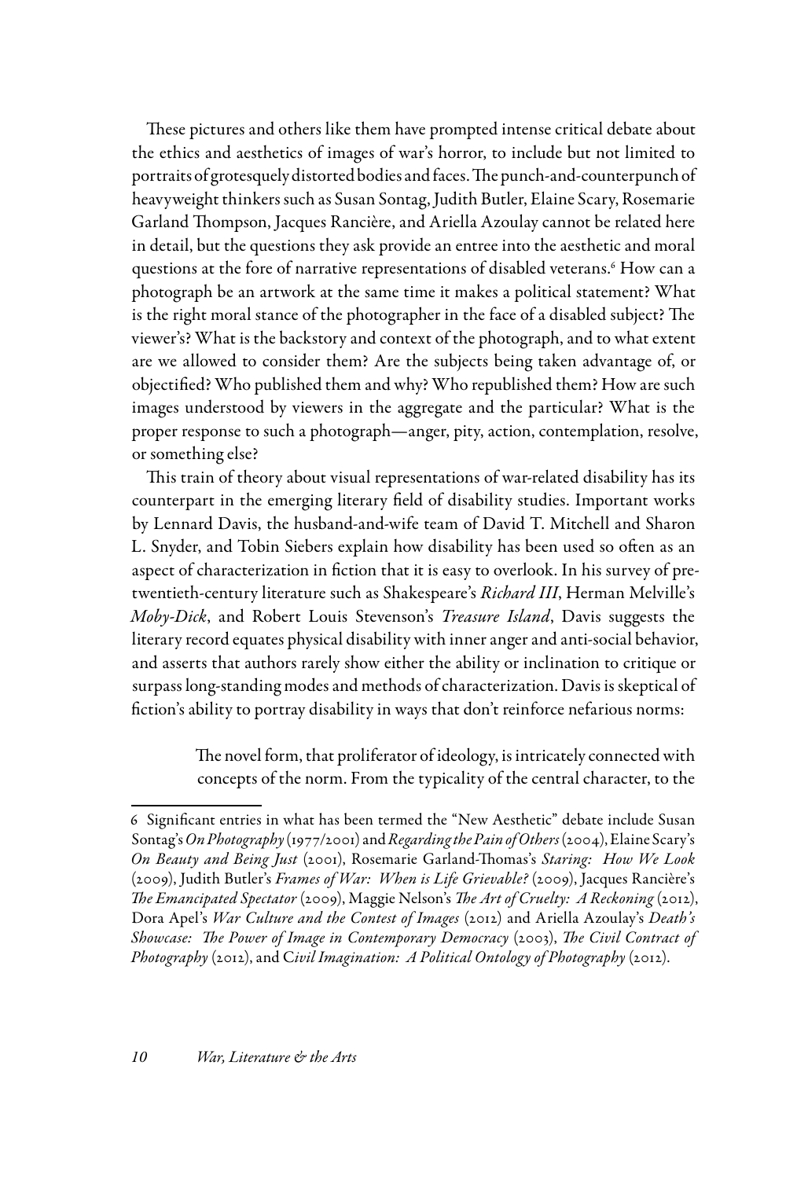These pictures and others like them have prompted intense critical debate about the ethics and aesthetics of images of war's horror, to include but not limited to portraits of grotesquely distorted bodies and faces. The punch-and-counterpunch of heavyweight thinkers such as Susan Sontag, Judith Butler, Elaine Scary, Rosemarie Garland Thompson, Jacques Rancière, and Ariella Azoulay cannot be related here in detail, but the questions they ask provide an entree into the aesthetic and moral questions at the fore of narrative representations of disabled veterans.[6] How can a photograph be an artwork at the same time it makes a political statement? What is the right moral stance of the photographer in the face of a disabled subject? The viewer's? What is the backstory and context of the photograph, and to what extent are we allowed to consider them? Are the subjects being taken advantage of, or objectified? Who published them and why? Who republished them? How are such images understood by viewers in the aggregate and the particular? What is the proper response to such a photograph—anger, pity, action, contemplation, resolve, or something else?

This train of theory about visual representations of war-related disability has its counterpart in the emerging literary field of disability studies. Important works by Lennard Davis, the husband-and-wife team of David T. Mitchell and Sharon L. Snyder, and Tobin Siebers explain how disability has been used so often as an aspect of characterization in fiction that it is easy to overlook. In his survey of pre-twentieth-century literature such as Shakespeare's *Richard III*, Herman Melville's *Moby-Dick*, and Robert Louis Stevenson's *Treasure Island*, Davis suggests the literary record equates physical disability with inner anger and anti-social behavior, and asserts that authors rarely show either the ability or inclination to critique or surpass long-standing modes and methods of characterization. Davis is skeptical of fiction's ability to portray disability in ways that don't reinforce nefarious norms:

> The novel form, that proliferator of ideology, is intricately connected with concepts of the norm. From the typicality of the central character, to the

---

6 Significant entries in what has been termed the "New Aesthetic" debate include Susan Sontag's *On Photography* (1977/2001) and *Regarding the Pain of Others* (2004), Elaine Scary's *On Beauty and Being Just* (2001), Rosemarie Garland-Thomas's *Staring: How We Look* (2009), Judith Butler's *Frames of War: When is Life Grievable?* (2009), Jacques Rancière's *The Emancipated Spectator* (2009), Maggie Nelson's *The Art of Cruelty: A Reckoning* (2012), Dora Apel's *War Culture and the Contest of Images* (2012) and Ariella Azoulay's *Death's Showcase: The Power of Image in Contemporary Democracy* (2003), *The Civil Contract of Photography* (2012), and C*ivil Imagination: A Political Ontology of Photography* (2012).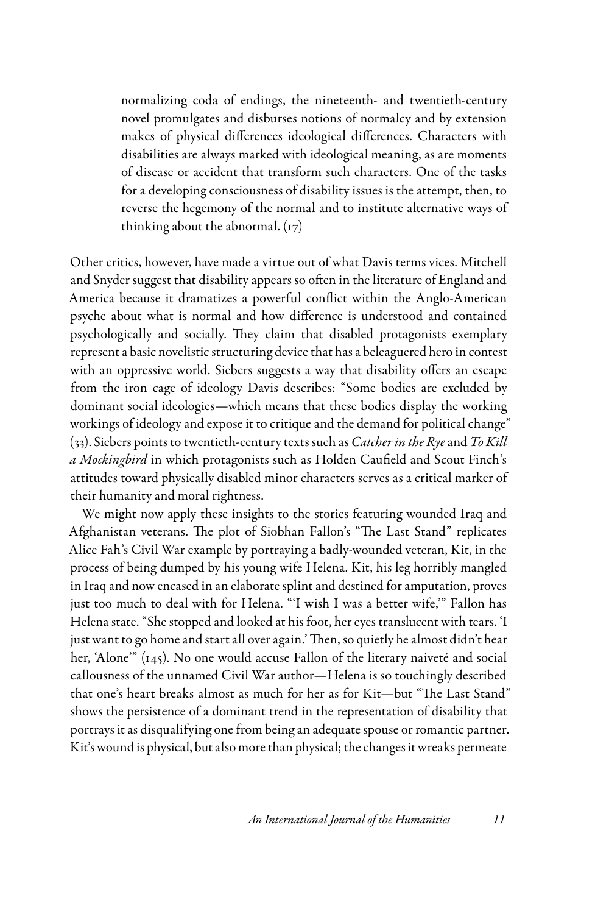> normalizing coda of endings, the nineteenth- and twentieth-century novel promulgates and disburses notions of normalcy and by extension makes of physical differences ideological differences. Characters with disabilities are always marked with ideological meaning, as are moments of disease or accident that transform such characters. One of the tasks for a developing consciousness of disability issues is the attempt, then, to reverse the hegemony of the normal and to institute alternative ways of thinking about the abnormal. (17)

Other critics, however, have made a virtue out of what Davis terms vices. Mitchell and Snyder suggest that disability appears so often in the literature of England and America because it dramatizes a powerful conflict within the Anglo-American psyche about what is normal and how difference is understood and contained psychologically and socially. They claim that disabled protagonists exemplary represent a basic novelistic structuring device that has a beleaguered hero in contest with an oppressive world. Siebers suggests a way that disability offers an escape from the iron cage of ideology Davis describes: "Some bodies are excluded by dominant social ideologies—which means that these bodies display the working workings of ideology and expose it to critique and the demand for political change" (33). Siebers points to twentieth-century texts such as *Catcher in the Rye* and *To Kill a Mockingbird* in which protagonists such as Holden Caufield and Scout Finch's attitudes toward physically disabled minor characters serves as a critical marker of their humanity and moral rightness.

We might now apply these insights to the stories featuring wounded Iraq and Afghanistan veterans. The plot of Siobhan Fallon's "The Last Stand" replicates Alice Fah's Civil War example by portraying a badly-wounded veteran, Kit, in the process of being dumped by his young wife Helena. Kit, his leg horribly mangled in Iraq and now encased in an elaborate splint and destined for amputation, proves just too much to deal with for Helena. "'I wish I was a better wife,'" Fallon has Helena state. "She stopped and looked at his foot, her eyes translucent with tears. 'I just want to go home and start all over again.' Then, so quietly he almost didn't hear her, 'Alone'" (145). No one would accuse Fallon of the literary naiveté and social callousness of the unnamed Civil War author—Helena is so touchingly described that one's heart breaks almost as much for her as for Kit—but "The Last Stand" shows the persistence of a dominant trend in the representation of disability that portrays it as disqualifying one from being an adequate spouse or romantic partner. Kit's wound is physical, but also more than physical; the changes it wreaks permeate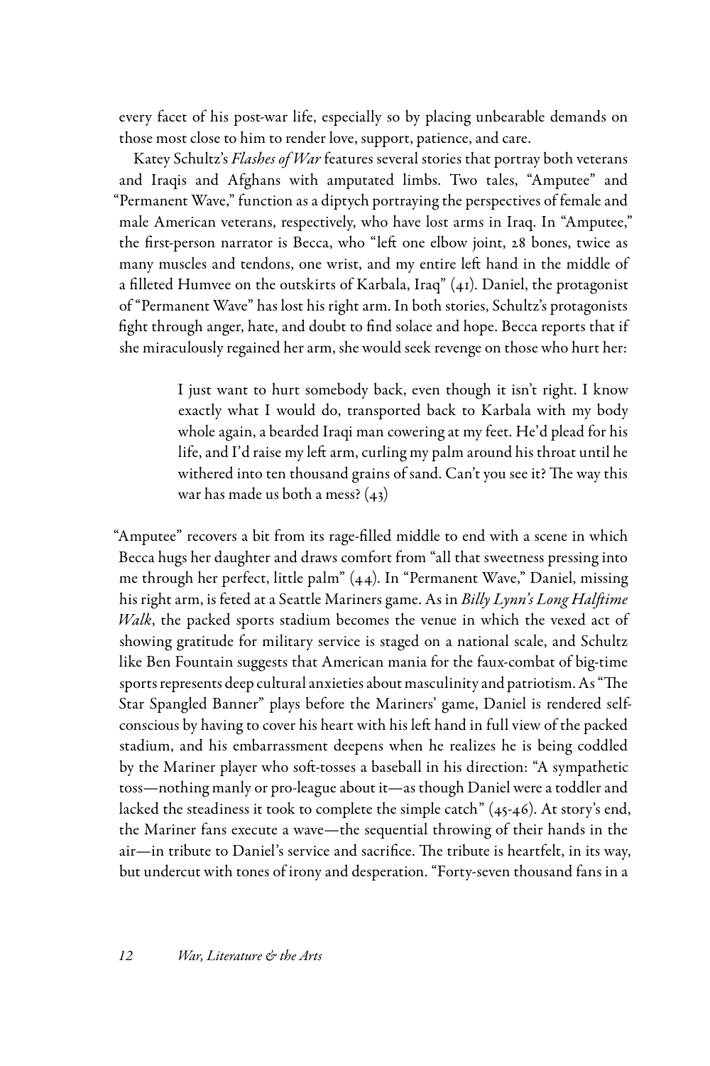every facet of his post-war life, especially so by placing unbearable demands on those most close to him to render love, support, patience, and care.

Katey Schultz's *Flashes of War* features several stories that portray both veterans and Iraqis and Afghans with amputated limbs. Two tales, "Amputee" and "Permanent Wave," function as a diptych portraying the perspectives of female and male American veterans, respectively, who have lost arms in Iraq. In "Amputee," the first-person narrator is Becca, who "left one elbow joint, 28 bones, twice as many muscles and tendons, one wrist, and my entire left hand in the middle of a filleted Humvee on the outskirts of Karbala, Iraq" (41). Daniel, the protagonist of "Permanent Wave" has lost his right arm. In both stories, Schultz's protagonists fight through anger, hate, and doubt to find solace and hope. Becca reports that if she miraculously regained her arm, she would seek revenge on those who hurt her:

> I just want to hurt somebody back, even though it isn't right. I know exactly what I would do, transported back to Karbala with my body whole again, a bearded Iraqi man cowering at my feet. He'd plead for his life, and I'd raise my left arm, curling my palm around his throat until he withered into ten thousand grains of sand. Can't you see it? The way this war has made us both a mess? (43)

"Amputee" recovers a bit from its rage-filled middle to end with a scene in which Becca hugs her daughter and draws comfort from "all that sweetness pressing into me through her perfect, little palm" (44). In "Permanent Wave," Daniel, missing his right arm, is feted at a Seattle Mariners game. As in *Billy Lynn's Long Halftime Walk*, the packed sports stadium becomes the venue in which the vexed act of showing gratitude for military service is staged on a national scale, and Schultz like Ben Fountain suggests that American mania for the faux-combat of big-time sports represents deep cultural anxieties about masculinity and patriotism. As "The Star Spangled Banner" plays before the Mariners' game, Daniel is rendered self-conscious by having to cover his heart with his left hand in full view of the packed stadium, and his embarrassment deepens when he realizes he is being coddled by the Mariner player who soft-tosses a baseball in his direction: "A sympathetic toss—nothing manly or pro-league about it—as though Daniel were a toddler and lacked the steadiness it took to complete the simple catch" (45-46). At story's end, the Mariner fans execute a wave—the sequential throwing of their hands in the air—in tribute to Daniel's service and sacrifice. The tribute is heartfelt, in its way, but undercut with tones of irony and desperation. "Forty-seven thousand fans in a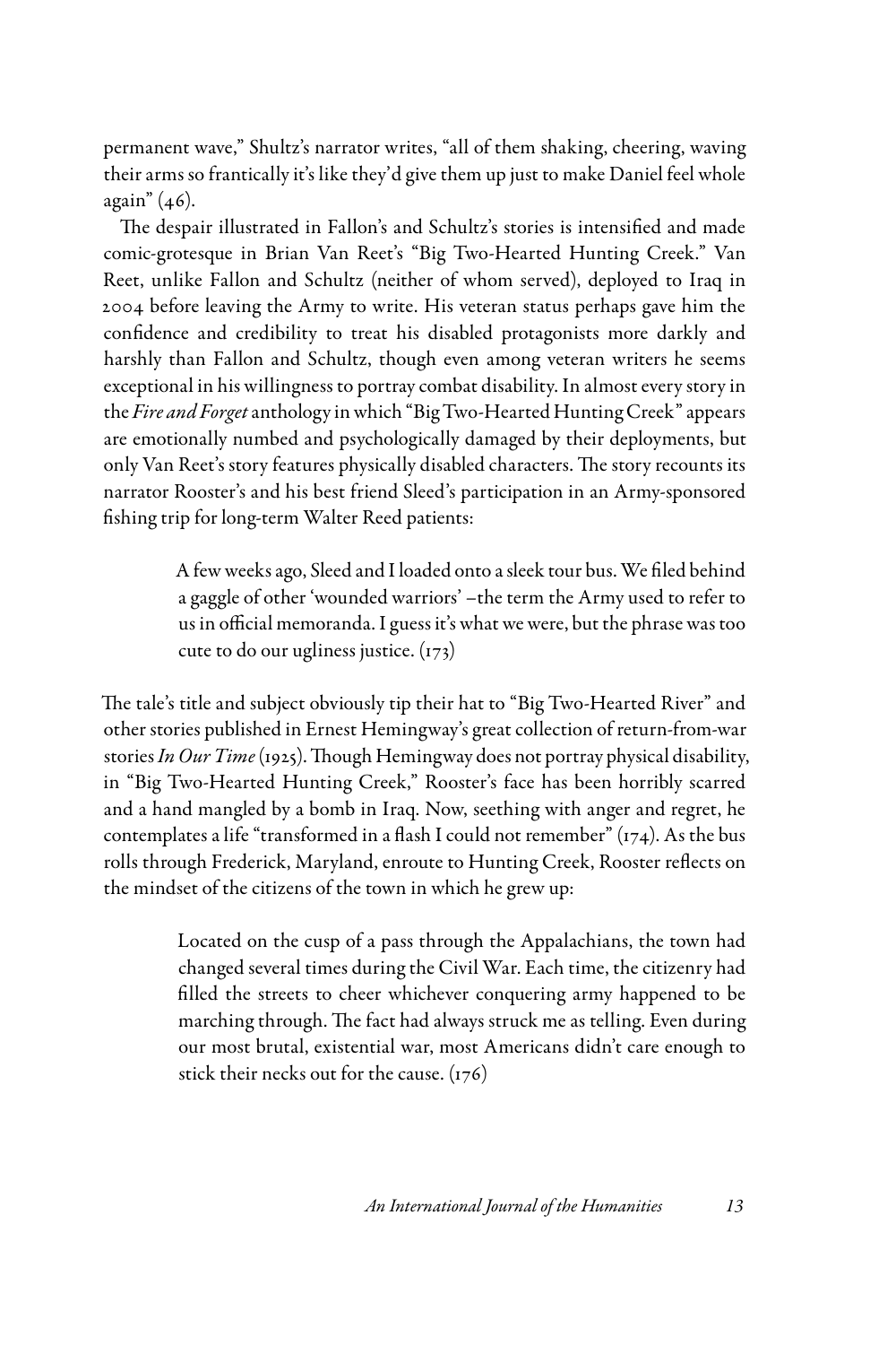permanent wave," Shultz's narrator writes, "all of them shaking, cheering, waving their arms so frantically it's like they'd give them up just to make Daniel feel whole again" (46).

The despair illustrated in Fallon's and Schultz's stories is intensified and made comic-grotesque in Brian Van Reet's "Big Two-Hearted Hunting Creek." Van Reet, unlike Fallon and Schultz (neither of whom served), deployed to Iraq in 2004 before leaving the Army to write. His veteran status perhaps gave him the confidence and credibility to treat his disabled protagonists more darkly and harshly than Fallon and Schultz, though even among veteran writers he seems exceptional in his willingness to portray combat disability. In almost every story in the *Fire and Forget* anthology in which "Big Two-Hearted Hunting Creek" appears are emotionally numbed and psychologically damaged by their deployments, but only Van Reet's story features physically disabled characters. The story recounts its narrator Rooster's and his best friend Sleed's participation in an Army-sponsored fishing trip for long-term Walter Reed patients:

> A few weeks ago, Sleed and I loaded onto a sleek tour bus. We filed behind a gaggle of other 'wounded warriors' –the term the Army used to refer to us in official memoranda. I guess it's what we were, but the phrase was too cute to do our ugliness justice. (173)

The tale's title and subject obviously tip their hat to "Big Two-Hearted River" and other stories published in Ernest Hemingway's great collection of return-from-war stories *In Our Time* (1925). Though Hemingway does not portray physical disability, in "Big Two-Hearted Hunting Creek," Rooster's face has been horribly scarred and a hand mangled by a bomb in Iraq. Now, seething with anger and regret, he contemplates a life "transformed in a flash I could not remember" (174). As the bus rolls through Frederick, Maryland, enroute to Hunting Creek, Rooster reflects on the mindset of the citizens of the town in which he grew up:

> Located on the cusp of a pass through the Appalachians, the town had changed several times during the Civil War. Each time, the citizenry had filled the streets to cheer whichever conquering army happened to be marching through. The fact had always struck me as telling. Even during our most brutal, existential war, most Americans didn't care enough to stick their necks out for the cause. (176)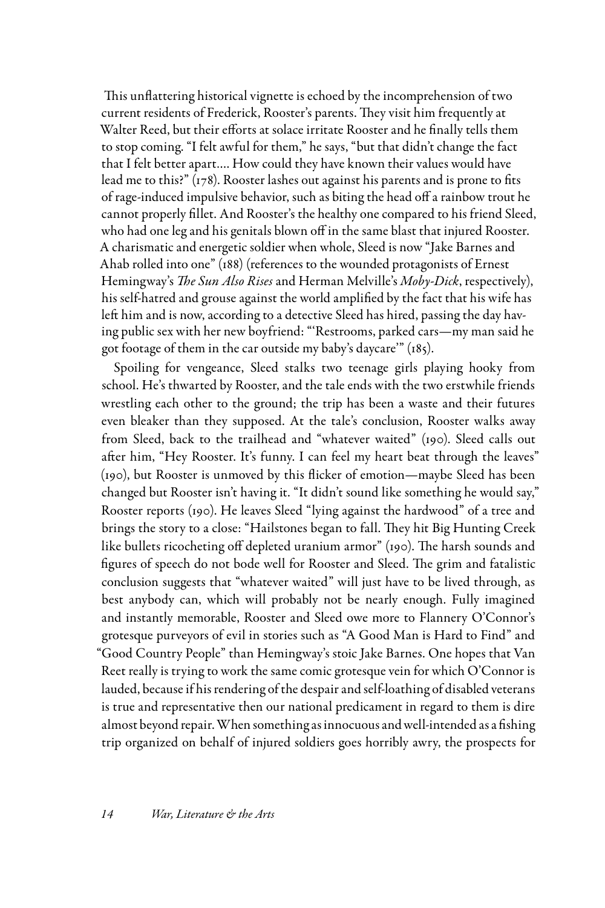This unflattering historical vignette is echoed by the incomprehension of two current residents of Frederick, Rooster's parents. They visit him frequently at Walter Reed, but their efforts at solace irritate Rooster and he finally tells them to stop coming. "I felt awful for them," he says, "but that didn't change the fact that I felt better apart.... How could they have known their values would have lead me to this?" (178). Rooster lashes out against his parents and is prone to fits of rage-induced impulsive behavior, such as biting the head off a rainbow trout he cannot properly fillet. And Rooster's the healthy one compared to his friend Sleed, who had one leg and his genitals blown off in the same blast that injured Rooster. A charismatic and energetic soldier when whole, Sleed is now "Jake Barnes and Ahab rolled into one" (188) (references to the wounded protagonists of Ernest Hemingway's *The Sun Also Rises* and Herman Melville's *Moby-Dick*, respectively), his self-hatred and grouse against the world amplified by the fact that his wife has left him and is now, according to a detective Sleed has hired, passing the day having public sex with her new boyfriend: "'Restrooms, parked cars—my man said he got footage of them in the car outside my baby's daycare'" (185).

Spoiling for vengeance, Sleed stalks two teenage girls playing hooky from school. He's thwarted by Rooster, and the tale ends with the two erstwhile friends wrestling each other to the ground; the trip has been a waste and their futures even bleaker than they supposed. At the tale's conclusion, Rooster walks away from Sleed, back to the trailhead and "whatever waited" (190). Sleed calls out after him, "Hey Rooster. It's funny. I can feel my heart beat through the leaves" (190), but Rooster is unmoved by this flicker of emotion—maybe Sleed has been changed but Rooster isn't having it. "It didn't sound like something he would say," Rooster reports (190). He leaves Sleed "lying against the hardwood" of a tree and brings the story to a close: "Hailstones began to fall. They hit Big Hunting Creek like bullets ricocheting off depleted uranium armor" (190). The harsh sounds and figures of speech do not bode well for Rooster and Sleed. The grim and fatalistic conclusion suggests that "whatever waited" will just have to be lived through, as best anybody can, which will probably not be nearly enough. Fully imagined and instantly memorable, Rooster and Sleed owe more to Flannery O'Connor's grotesque purveyors of evil in stories such as "A Good Man is Hard to Find" and "Good Country People" than Hemingway's stoic Jake Barnes. One hopes that Van Reet really is trying to work the same comic grotesque vein for which O'Connor is lauded, because if his rendering of the despair and self-loathing of disabled veterans is true and representative then our national predicament in regard to them is dire almost beyond repair. When something as innocuous and well-intended as a fishing trip organized on behalf of injured soldiers goes horribly awry, the prospects for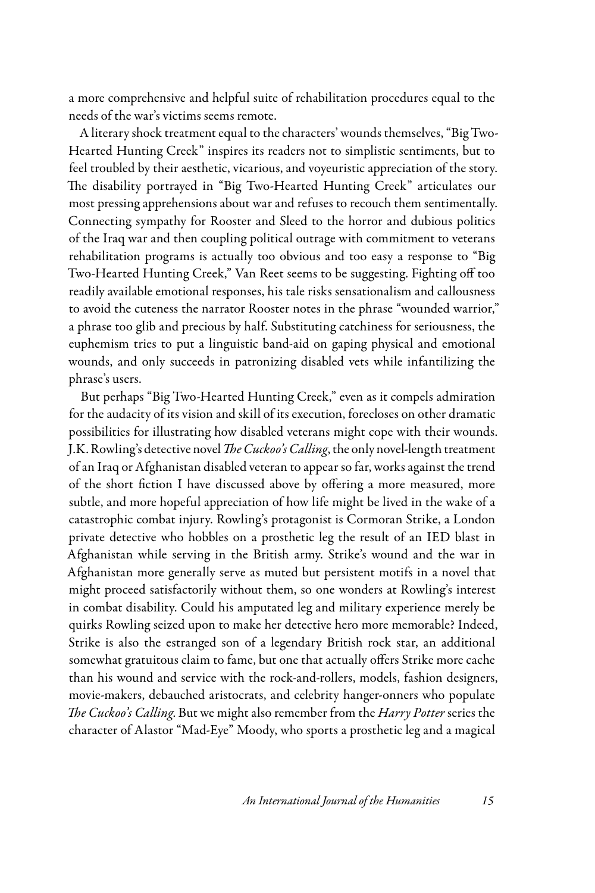a more comprehensive and helpful suite of rehabilitation procedures equal to the needs of the war's victims seems remote.

A literary shock treatment equal to the characters' wounds themselves, "Big Two-Hearted Hunting Creek" inspires its readers not to simplistic sentiments, but to feel troubled by their aesthetic, vicarious, and voyeuristic appreciation of the story. The disability portrayed in "Big Two-Hearted Hunting Creek" articulates our most pressing apprehensions about war and refuses to recouch them sentimentally. Connecting sympathy for Rooster and Sleed to the horror and dubious politics of the Iraq war and then coupling political outrage with commitment to veterans rehabilitation programs is actually too obvious and too easy a response to "Big Two-Hearted Hunting Creek," Van Reet seems to be suggesting. Fighting off too readily available emotional responses, his tale risks sensationalism and callousness to avoid the cuteness the narrator Rooster notes in the phrase "wounded warrior," a phrase too glib and precious by half. Substituting catchiness for seriousness, the euphemism tries to put a linguistic band-aid on gaping physical and emotional wounds, and only succeeds in patronizing disabled vets while infantilizing the phrase's users.

But perhaps "Big Two-Hearted Hunting Creek," even as it compels admiration for the audacity of its vision and skill of its execution, forecloses on other dramatic possibilities for illustrating how disabled veterans might cope with their wounds. J.K. Rowling's detective novel *The Cuckoo's Calling*, the only novel-length treatment of an Iraq or Afghanistan disabled veteran to appear so far, works against the trend of the short fiction I have discussed above by offering a more measured, more subtle, and more hopeful appreciation of how life might be lived in the wake of a catastrophic combat injury. Rowling's protagonist is Cormoran Strike, a London private detective who hobbles on a prosthetic leg the result of an IED blast in Afghanistan while serving in the British army. Strike's wound and the war in Afghanistan more generally serve as muted but persistent motifs in a novel that might proceed satisfactorily without them, so one wonders at Rowling's interest in combat disability. Could his amputated leg and military experience merely be quirks Rowling seized upon to make her detective hero more memorable? Indeed, Strike is also the estranged son of a legendary British rock star, an additional somewhat gratuitous claim to fame, but one that actually offers Strike more cache than his wound and service with the rock-and-rollers, models, fashion designers, movie-makers, debauched aristocrats, and celebrity hanger-onners who populate *The Cuckoo's Calling*. But we might also remember from the *Harry Potter* series the character of Alastor "Mad-Eye" Moody, who sports a prosthetic leg and a magical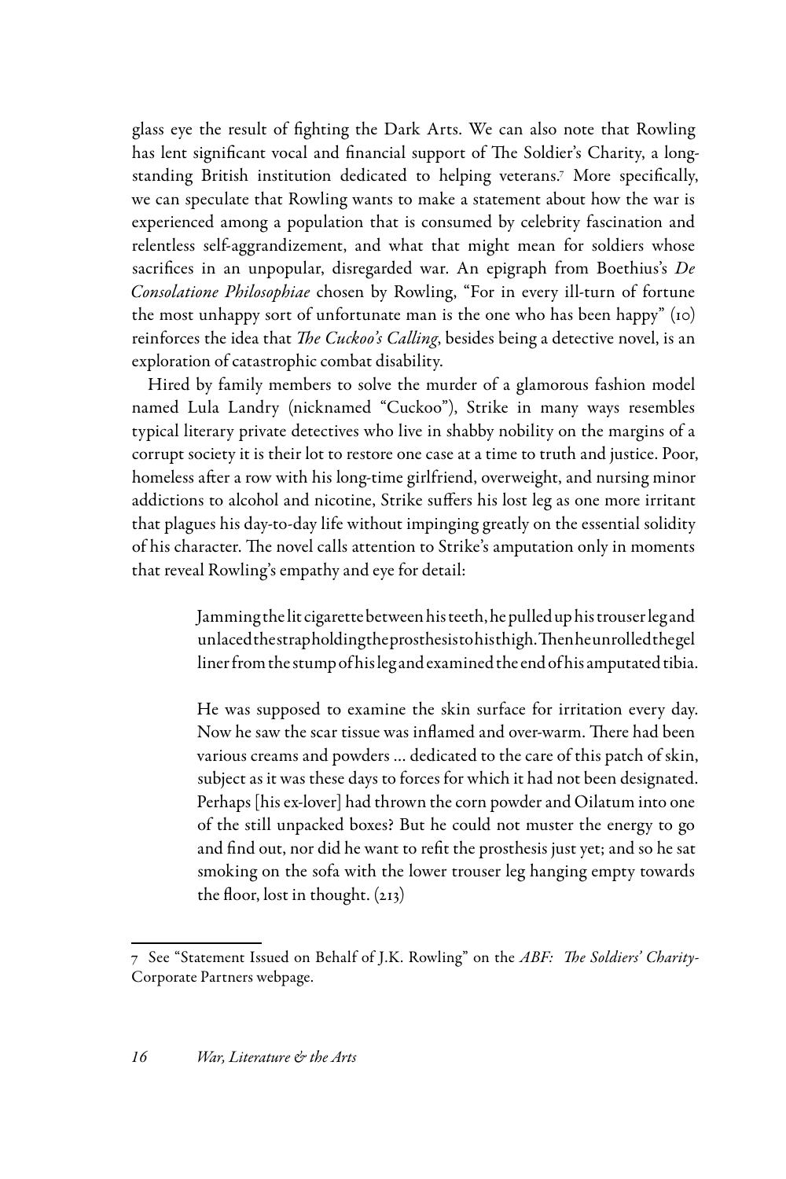glass eye the result of fighting the Dark Arts. We can also note that Rowling has lent significant vocal and financial support of The Soldier's Charity, a long-standing British institution dedicated to helping veterans.[7] More specifically, we can speculate that Rowling wants to make a statement about how the war is experienced among a population that is consumed by celebrity fascination and relentless self-aggrandizement, and what that might mean for soldiers whose sacrifices in an unpopular, disregarded war. An epigraph from Boethius's *De Consolatione Philosophiae* chosen by Rowling, "For in every ill-turn of fortune the most unhappy sort of unfortunate man is the one who has been happy" (10) reinforces the idea that *The Cuckoo's Calling*, besides being a detective novel, is an exploration of catastrophic combat disability.

Hired by family members to solve the murder of a glamorous fashion model named Lula Landry (nicknamed "Cuckoo"), Strike in many ways resembles typical literary private detectives who live in shabby nobility on the margins of a corrupt society it is their lot to restore one case at a time to truth and justice. Poor, homeless after a row with his long-time girlfriend, overweight, and nursing minor addictions to alcohol and nicotine, Strike suffers his lost leg as one more irritant that plagues his day-to-day life without impinging greatly on the essential solidity of his character. The novel calls attention to Strike's amputation only in moments that reveal Rowling's empathy and eye for detail:

> Jamming the lit cigarette between his teeth, he pulled up his trouser leg and unlaced the strap holding the prosthesis to his thigh. Then he unrolled the gel liner from the stump of his leg and examined the end of his amputated tibia.
>
> He was supposed to examine the skin surface for irritation every day. Now he saw the scar tissue was inflamed and over-warm. There had been various creams and powders … dedicated to the care of this patch of skin, subject as it was these days to forces for which it had not been designated. Perhaps [his ex-lover] had thrown the corn powder and Oilatum into one of the still unpacked boxes? But he could not muster the energy to go and find out, nor did he want to refit the prosthesis just yet; and so he sat smoking on the sofa with the lower trouser leg hanging empty towards the floor, lost in thought. (213)

---

7 See "Statement Issued on Behalf of J.K. Rowling" on the *ABF: The Soldiers' Charity*-Corporate Partners webpage.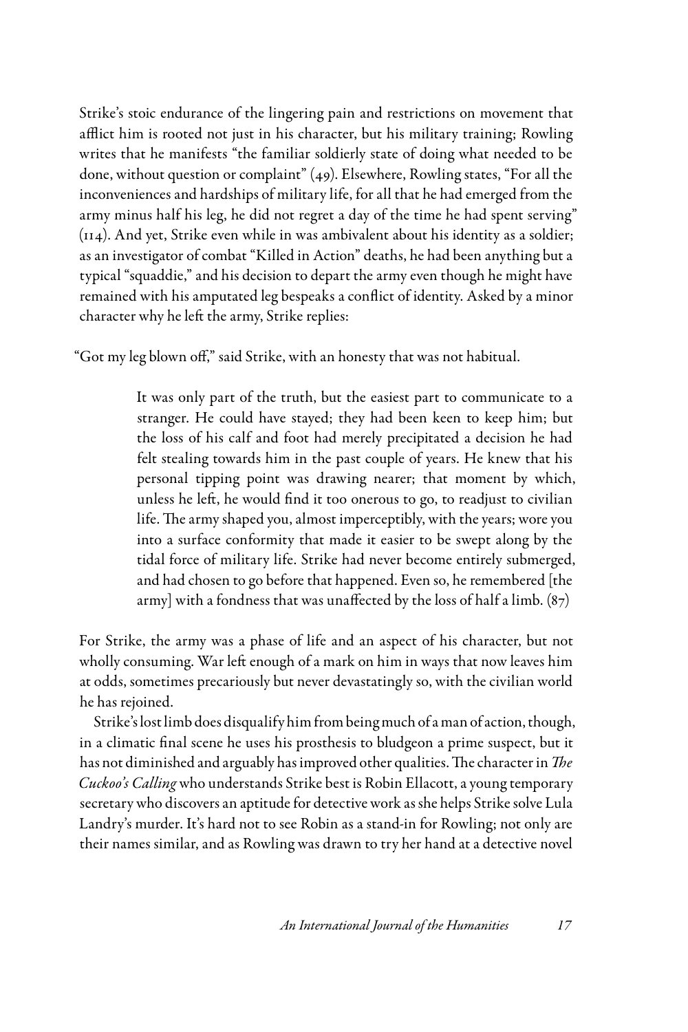Strike's stoic endurance of the lingering pain and restrictions on movement that afflict him is rooted not just in his character, but his military training; Rowling writes that he manifests "the familiar soldierly state of doing what needed to be done, without question or complaint" (49). Elsewhere, Rowling states, "For all the inconveniences and hardships of military life, for all that he had emerged from the army minus half his leg, he did not regret a day of the time he had spent serving" (114). And yet, Strike even while in was ambivalent about his identity as a soldier; as an investigator of combat "Killed in Action" deaths, he had been anything but a typical "squaddie," and his decision to depart the army even though he might have remained with his amputated leg bespeaks a conflict of identity. Asked by a minor character why he left the army, Strike replies:

"Got my leg blown off," said Strike, with an honesty that was not habitual.

> It was only part of the truth, but the easiest part to communicate to a stranger. He could have stayed; they had been keen to keep him; but the loss of his calf and foot had merely precipitated a decision he had felt stealing towards him in the past couple of years. He knew that his personal tipping point was drawing nearer; that moment by which, unless he left, he would find it too onerous to go, to readjust to civilian life. The army shaped you, almost imperceptibly, with the years; wore you into a surface conformity that made it easier to be swept along by the tidal force of military life. Strike had never become entirely submerged, and had chosen to go before that happened. Even so, he remembered [the army] with a fondness that was unaffected by the loss of half a limb. (87)

For Strike, the army was a phase of life and an aspect of his character, but not wholly consuming. War left enough of a mark on him in ways that now leaves him at odds, sometimes precariously but never devastatingly so, with the civilian world he has rejoined.

Strike's lost limb does disqualify him from being much of a man of action, though, in a climatic final scene he uses his prosthesis to bludgeon a prime suspect, but it has not diminished and arguably has improved other qualities. The character in *The Cuckoo's Calling* who understands Strike best is Robin Ellacott, a young temporary secretary who discovers an aptitude for detective work as she helps Strike solve Lula Landry's murder. It's hard not to see Robin as a stand-in for Rowling; not only are their names similar, and as Rowling was drawn to try her hand at a detective novel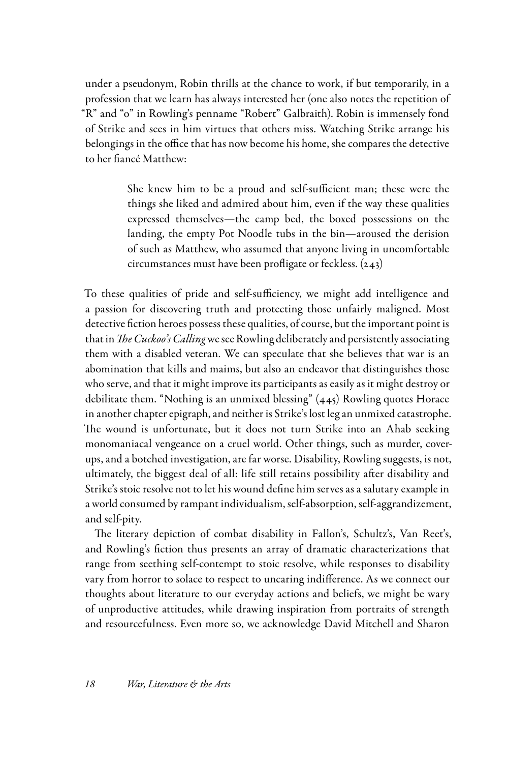under a pseudonym, Robin thrills at the chance to work, if but temporarily, in a profession that we learn has always interested her (one also notes the repetition of "R" and "o" in Rowling's penname "Robert" Galbraith). Robin is immensely fond of Strike and sees in him virtues that others miss. Watching Strike arrange his belongings in the office that has now become his home, she compares the detective to her fiancé Matthew:

> She knew him to be a proud and self-sufficient man; these were the things she liked and admired about him, even if the way these qualities expressed themselves—the camp bed, the boxed possessions on the landing, the empty Pot Noodle tubs in the bin—aroused the derision of such as Matthew, who assumed that anyone living in uncomfortable circumstances must have been profligate or feckless. (243)

To these qualities of pride and self-sufficiency, we might add intelligence and a passion for discovering truth and protecting those unfairly maligned. Most detective fiction heroes possess these qualities, of course, but the important point is that in *The Cuckoo's Calling* we see Rowling deliberately and persistently associating them with a disabled veteran. We can speculate that she believes that war is an abomination that kills and maims, but also an endeavor that distinguishes those who serve, and that it might improve its participants as easily as it might destroy or debilitate them. "Nothing is an unmixed blessing" (445) Rowling quotes Horace in another chapter epigraph, and neither is Strike's lost leg an unmixed catastrophe. The wound is unfortunate, but it does not turn Strike into an Ahab seeking monomaniacal vengeance on a cruel world. Other things, such as murder, cover-ups, and a botched investigation, are far worse. Disability, Rowling suggests, is not, ultimately, the biggest deal of all: life still retains possibility after disability and Strike's stoic resolve not to let his wound define him serves as a salutary example in a world consumed by rampant individualism, self-absorption, self-aggrandizement, and self-pity.

The literary depiction of combat disability in Fallon's, Schultz's, Van Reet's, and Rowling's fiction thus presents an array of dramatic characterizations that range from seething self-contempt to stoic resolve, while responses to disability vary from horror to solace to respect to uncaring indifference. As we connect our thoughts about literature to our everyday actions and beliefs, we might be wary of unproductive attitudes, while drawing inspiration from portraits of strength and resourcefulness. Even more so, we acknowledge David Mitchell and Sharon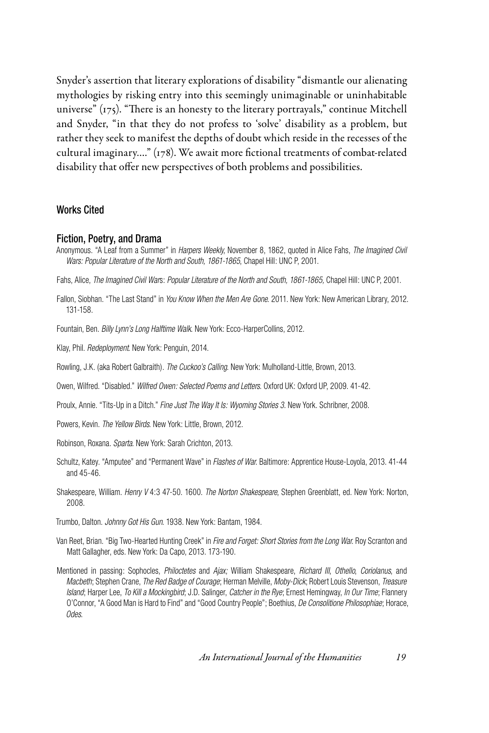Snyder's assertion that literary explorations of disability "dismantle our alienating mythologies by risking entry into this seemingly unimaginable or uninhabitable universe" (175). "There is an honesty to the literary portrayals," continue Mitchell and Snyder, "in that they do not profess to 'solve' disability as a problem, but rather they seek to manifest the depths of doubt which reside in the recesses of the cultural imaginary…." (178). We await more fictional treatments of combat-related disability that offer new perspectives of both problems and possibilities.

## Works Cited

### Fiction, Poetry, and Drama

Anonymous. "A Leaf from a Summer" in *Harpers Weekly*, November 8, 1862, quoted in Alice Fahs, *The Imagined Civil Wars: Popular Literature of the North and South, 1861-1865*, Chapel Hill: UNC P, 2001.

Fahs, Alice, *The Imagined Civil Wars*: *Popular Literature of the North and South, 1861-1865,* Chapel Hill: UNC P, 2001.

Fallon, Siobhan. "The Last Stand" in *You Know When the Men Are Gone*. 2011. New York: New American Library, 2012. 131-158.

Fountain, Ben. *Billy Lynn's Long Halftime Walk*. New York: Ecco-HarperCollins, 2012.

Klay, Phil. *Redeployment*. New York: Penguin, 2014.

Rowling, J.K. (aka Robert Galbraith). *The Cuckoo's Calling*. New York: Mulholland-Little, Brown, 2013.

Owen, Wilfred. "Disabled." *Wilfred Owen: Selected Poems and Letters*. Oxford UK: Oxford UP, 2009. 41-42.

Proulx, Annie. "Tits-Up in a Ditch." *Fine Just The Way It Is: Wyoming Stories 3*. New York. Schribner, 2008.

Powers, Kevin. *The Yellow Birds*. New York: Little, Brown, 2012.

Robinson, Roxana. *Sparta*. New York: Sarah Crichton, 2013.

Schultz, Katey. "Amputee" and "Permanent Wave" in *Flashes of War*. Baltimore: Apprentice House-Loyola, 2013. 41-44 and 45-46.

Shakespeare, William. *Henry V* 4:3 47-50. 1600. *The Norton Shakespeare*, Stephen Greenblatt, ed. New York: Norton, 2008.

Trumbo, Dalton. *Johnny Got His Gun*. 1938. New York: Bantam, 1984.

Van Reet, Brian. "Big Two-Hearted Hunting Creek" in *Fire and Forget: Short Stories from the Long War*. Roy Scranton and Matt Gallagher, eds. New York: Da Capo, 2013. 173-190.

Mentioned in passing: Sophocles, *Philoctetes* and *Ajax;* William Shakespeare, *Richard III*, *Othello*, *Coriolanus*, and *Macbeth*; Stephen Crane, *The Red Badge of Courage*; Herman Melville, *Moby-Dick*; Robert Louis Stevenson, *Treasure Island*; Harper Lee, *To Kill a Mockingbird*; J.D. Salinger, *Catcher in the Rye*; Ernest Hemingway, *In Our Time*; Flannery O'Connor, "A Good Man is Hard to Find" and "Good Country People"; Boethius, *De Consolitione Philosophiae*; Horace, *Odes*.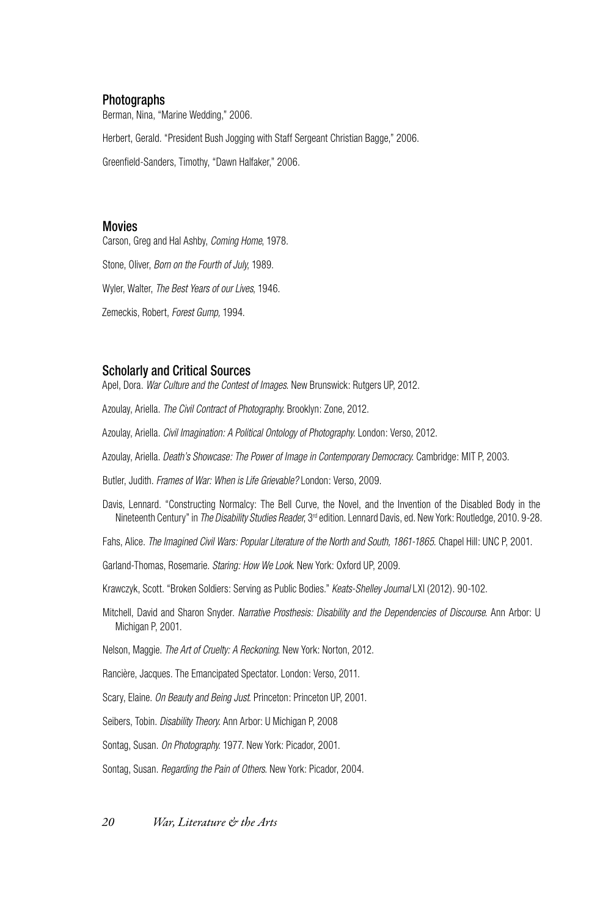### Photographs

Berman, Nina, "Marine Wedding," 2006.

Herbert, Gerald. "President Bush Jogging with Staff Sergeant Christian Bagge," 2006.

Greenfield-Sanders, Timothy, "Dawn Halfaker," 2006.

### Movies

Carson, Greg and Hal Ashby, *Coming Home*, 1978.

Stone, Oliver, *Born on the Fourth of July*, 1989.

Wyler, Walter, *The Best Years of our Lives*, 1946.

Zemeckis, Robert, *Forest Gump*, 1994.

### Scholarly and Critical Sources

Apel, Dora. *War Culture and the Contest of Images*. New Brunswick: Rutgers UP, 2012.

Azoulay, Ariella. *The Civil Contract of Photography*. Brooklyn: Zone, 2012.

Azoulay, Ariella. *Civil Imagination: A Political Ontology of Photography*. London: Verso, 2012.

Azoulay, Ariella. *Death's Showcase: The Power of Image in Contemporary Democracy*. Cambridge: MIT P, 2003.

Butler, Judith. *Frames of War: When is Life Grievable?* London: Verso, 2009.

Davis, Lennard. "Constructing Normalcy: The Bell Curve, the Novel, and the Invention of the Disabled Body in the Nineteenth Century" in *The Disability Studies Reader*, 3rd edition. Lennard Davis, ed. New York: Routledge, 2010. 9-28.

Fahs, Alice. *The Imagined Civil Wars: Popular Literature of the North and South, 1861-1865*. Chapel Hill: UNC P, 2001.

Garland-Thomas, Rosemarie. *Staring: How We Look*. New York: Oxford UP, 2009.

Krawczyk, Scott. "Broken Soldiers: Serving as Public Bodies." *Keats-Shelley Journal* LXI (2012). 90-102.

Mitchell, David and Sharon Snyder. *Narrative Prosthesis: Disability and the Dependencies of Discourse*. Ann Arbor: U Michigan P, 2001.

Nelson, Maggie. *The Art of Cruelty: A Reckoning*. New York: Norton, 2012.

Rancière, Jacques. The Emancipated Spectator. London: Verso, 2011.

Scary, Elaine. *On Beauty and Being Just*. Princeton: Princeton UP, 2001.

Seibers, Tobin. *Disability Theory*. Ann Arbor: U Michigan P, 2008

Sontag, Susan. *On Photography*. 1977. New York: Picador, 2001.

Sontag, Susan. *Regarding the Pain of Others*. New York: Picador, 2004.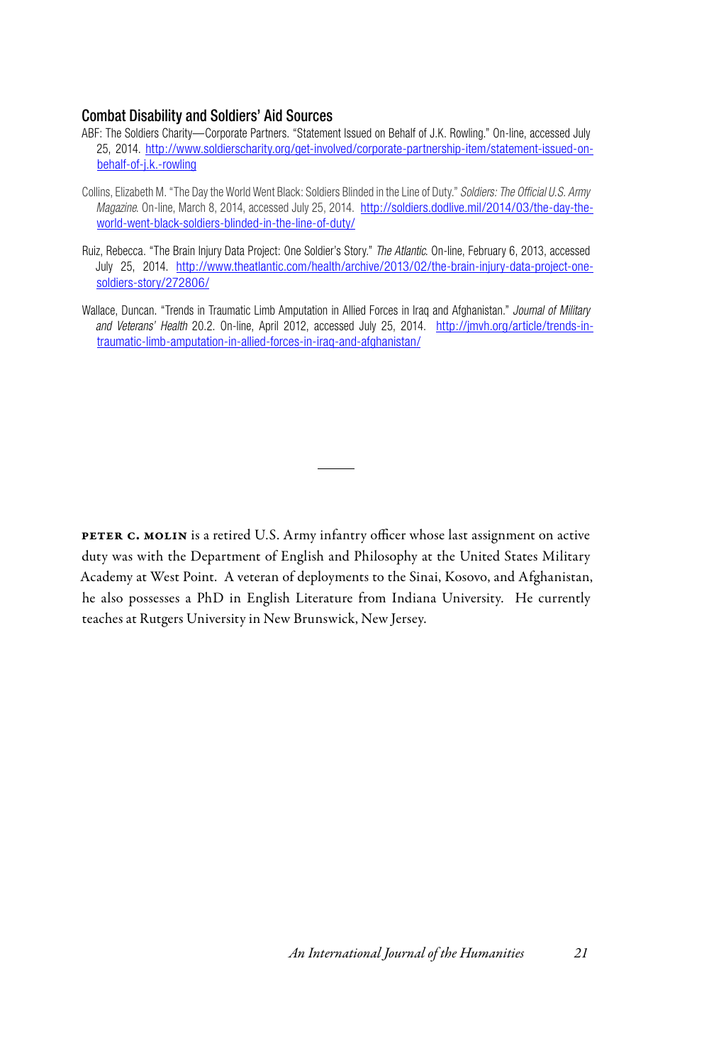### Combat Disability and Soldiers' Aid Sources

ABF: The Soldiers Charity—Corporate Partners. "Statement Issued on Behalf of J.K. Rowling." On-line, accessed July 25, 2014. http://www.soldierscharity.org/get-involved/corporate-partnership-item/statement-issued-on-behalf-of-j.k.-rowling

Collins, Elizabeth M. "The Day the World Went Black: Soldiers Blinded in the Line of Duty." *Soldiers: The Official U.S. Army Magazine*. On-line, March 8, 2014, accessed July 25, 2014. http://soldiers.dodlive.mil/2014/03/the-day-the-world-went-black-soldiers-blinded-in-the-line-of-duty/

Ruiz, Rebecca. "The Brain Injury Data Project: One Soldier's Story." *The Atlantic*. On-line, February 6, 2013, accessed July 25, 2014. http://www.theatlantic.com/health/archive/2013/02/the-brain-injury-data-project-one-soldiers-story/272806/

Wallace, Duncan. "Trends in Traumatic Limb Amputation in Allied Forces in Iraq and Afghanistan." *Journal of Military and Veterans' Health* 20.2. On-line, April 2012, accessed July 25, 2014. http://jmvh.org/article/trends-in-traumatic-limb-amputation-in-allied-forces-in-iraq-and-afghanistan/

---

**Peter C. Molin** is a retired U.S. Army infantry officer whose last assignment on active duty was with the Department of English and Philosophy at the United States Military Academy at West Point. A veteran of deployments to the Sinai, Kosovo, and Afghanistan, he also possesses a PhD in English Literature from Indiana University. He currently teaches at Rutgers University in New Brunswick, New Jersey.